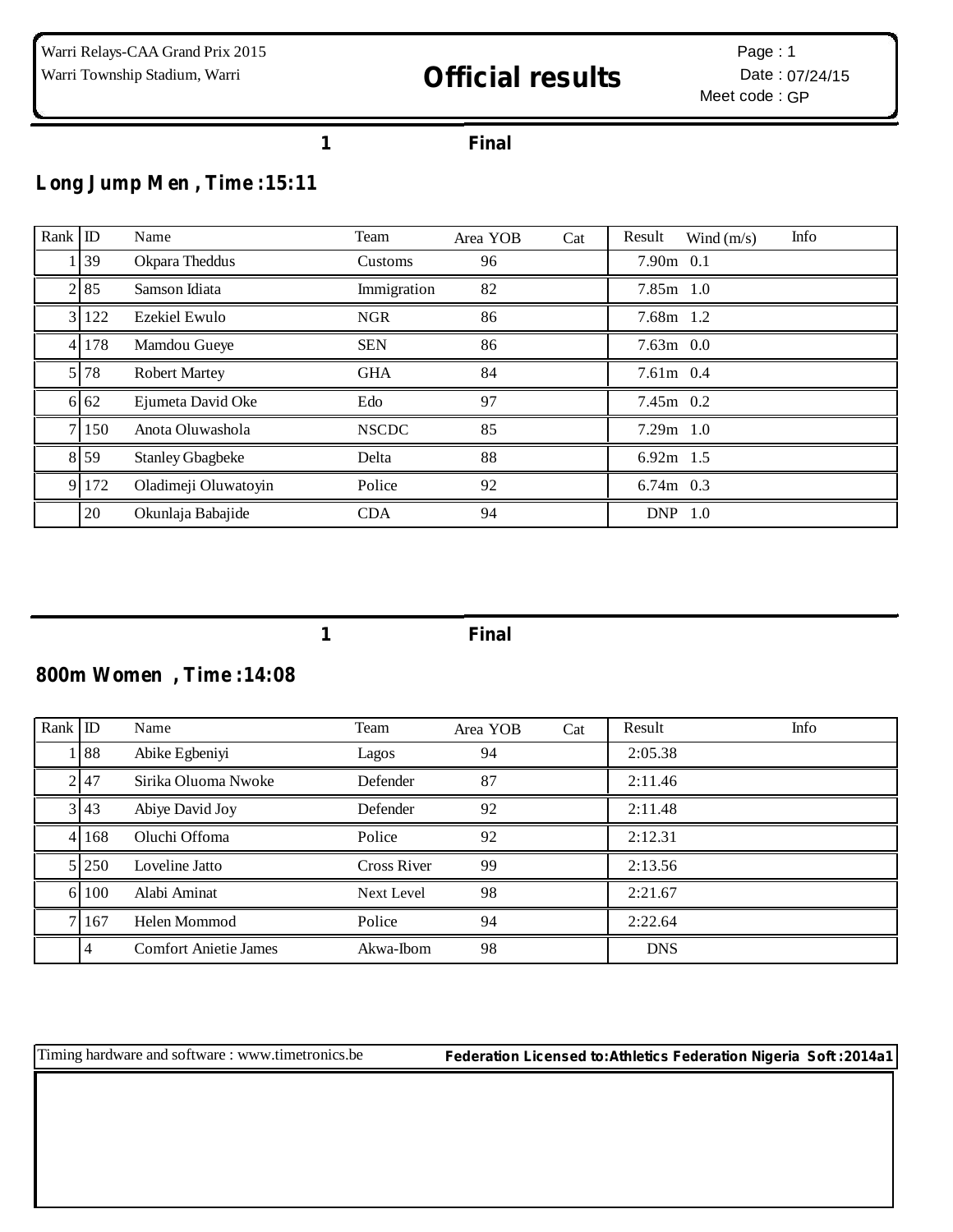Warri Relays-CAA Grand Prix 2015
Warri Township Stadium, Warri

# Official results

Page : 1
Date : 07/24/15
Meet code : GP

**1 Final**

## Long Jump Men , Time :15:11

| Rank | ID | Name | Team | Area | YOB | Cat | Result | Wind (m/s) | Info |
|---|---|---|---|---|---|---|---|---|---|
| 1 | 39 | Okpara Theddus | Customs | | 96 | | 7.90m | 0.1 | |
| 2 | 85 | Samson Idiata | Immigration | | 82 | | 7.85m | 1.0 | |
| 3 | 122 | Ezekiel Ewulo | NGR | | 86 | | 7.68m | 1.2 | |
| 4 | 178 | Mamdou Gueye | SEN | | 86 | | 7.63m | 0.0 | |
| 5 | 78 | Robert Martey | GHA | | 84 | | 7.61m | 0.4 | |
| 6 | 62 | Ejumeta David Oke | Edo | | 97 | | 7.45m | 0.2 | |
| 7 | 150 | Anota Oluwashola | NSCDC | | 85 | | 7.29m | 1.0 | |
| 8 | 59 | Stanley Gbagbeke | Delta | | 88 | | 6.92m | 1.5 | |
| 9 | 172 | Oladimeji Oluwatoyin | Police | | 92 | | 6.74m | 0.3 | |
| | 20 | Okunlaja Babajide | CDA | | 94 | | DNP | 1.0 | |

**1 Final**

## 800m Women , Time :14:08

| Rank | ID | Name | Team | Area | YOB | Cat | Result | Info |
|---|---|---|---|---|---|---|---|---|
| 1 | 88 | Abike Egbeniyi | Lagos | | 94 | | 2:05.38 | |
| 2 | 47 | Sirika Oluoma Nwoke | Defender | | 87 | | 2:11.46 | |
| 3 | 43 | Abiye David Joy | Defender | | 92 | | 2:11.48 | |
| 4 | 168 | Oluchi Offoma | Police | | 92 | | 2:12.31 | |
| 5 | 250 | Loveline Jatto | Cross River | | 99 | | 2:13.56 | |
| 6 | 100 | Alabi Aminat | Next Level | | 98 | | 2:21.67 | |
| 7 | 167 | Helen Mommod | Police | | 94 | | 2:22.64 | |
| | 4 | Comfort Anietie James | Akwa-Ibom | | 98 | | DNS | |

Timing hardware and software : www.timetronics.be **Federation Licensed to:Athletics Federation Nigeria Soft :2014a1**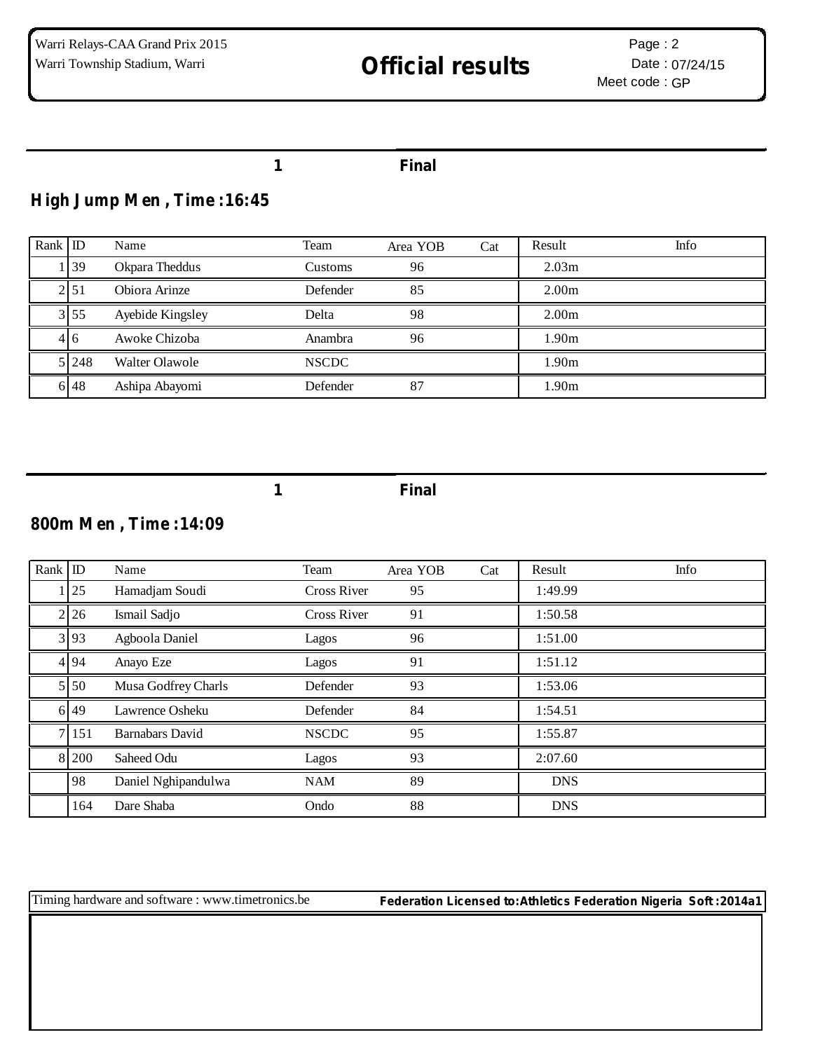Warri Relays-CAA Grand Prix 2015
Warri Township Stadium, Warri

# Official results

Page : 2
Date : 07/24/15
Meet code : GP

1 Final

## High Jump Men , Time :16:45

| Rank | ID | Name | Team | Area YOB | Cat | Result | Info |
|---|---|---|---|---|---|---|---|
| 1 | 39 | Okpara Theddus | Customs | 96 | | 2.03m | |
| 2 | 51 | Obiora Arinze | Defender | 85 | | 2.00m | |
| 3 | 55 | Ayebide Kingsley | Delta | 98 | | 2.00m | |
| 4 | 6 | Awoke Chizoba | Anambra | 96 | | 1.90m | |
| 5 | 248 | Walter Olawole | NSCDC | | | 1.90m | |
| 6 | 48 | Ashipa Abayomi | Defender | 87 | | 1.90m | |

1 Final

## 800m Men , Time :14:09

| Rank | ID | Name | Team | Area YOB | Cat | Result | Info |
|---|---|---|---|---|---|---|---|
| 1 | 25 | Hamadjam Soudi | Cross River | 95 | | 1:49.99 | |
| 2 | 26 | Ismail Sadjo | Cross River | 91 | | 1:50.58 | |
| 3 | 93 | Agboola Daniel | Lagos | 96 | | 1:51.00 | |
| 4 | 94 | Anayo Eze | Lagos | 91 | | 1:51.12 | |
| 5 | 50 | Musa Godfrey Charls | Defender | 93 | | 1:53.06 | |
| 6 | 49 | Lawrence Osheku | Defender | 84 | | 1:54.51 | |
| 7 | 151 | Barnabars David | NSCDC | 95 | | 1:55.87 | |
| 8 | 200 | Saheed Odu | Lagos | 93 | | 2:07.60 | |
| | 98 | Daniel Nghipandulwa | NAM | 89 | | DNS | |
| | 164 | Dare Shaba | Ondo | 88 | | DNS | |

Timing hardware and software : www.timetronics.be **Federation Licensed to:Athletics Federation Nigeria Soft :2014a1**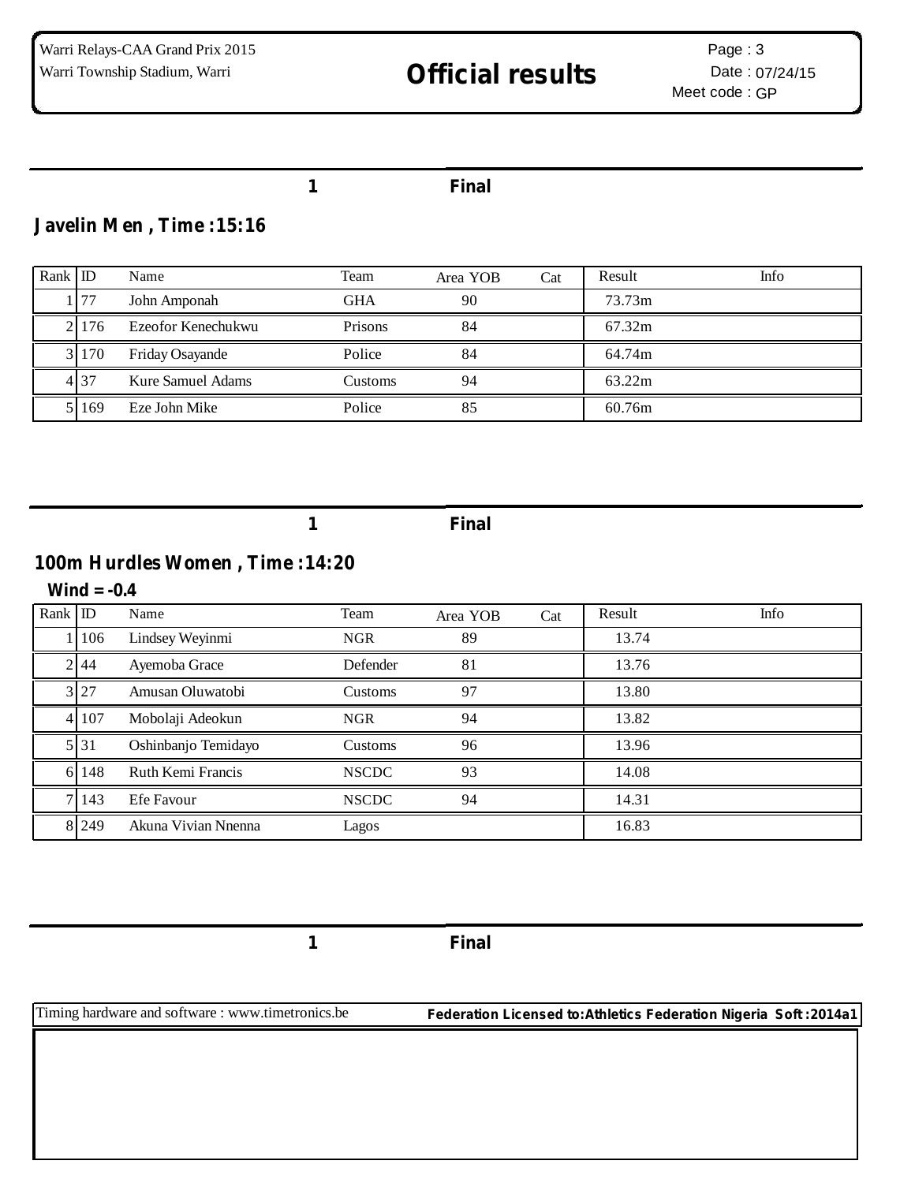1 Final

## Javelin Men , Time :15:16

| Rank | ID | Name | Team | Area YOB | Cat | Result | Info |
|---|---|---|---|---|---|---|---|
| 1 | 77 | John Amponah | GHA | 90 | | 73.73m | |
| 2 | 176 | Ezeofor Kenechukwu | Prisons | 84 | | 67.32m | |
| 3 | 170 | Friday Osayande | Police | 84 | | 64.74m | |
| 4 | 37 | Kure Samuel Adams | Customs | 94 | | 63.22m | |
| 5 | 169 | Eze John Mike | Police | 85 | | 60.76m | |

1 Final

## 100m Hurdles Women , Time :14:20

**Wind = -0.4**

| Rank | ID | Name | Team | Area YOB | Cat | Result | Info |
|---|---|---|---|---|---|---|---|
| 1 | 106 | Lindsey Weyinmi | NGR | 89 | | 13.74 | |
| 2 | 44 | Ayemoba Grace | Defender | 81 | | 13.76 | |
| 3 | 27 | Amusan Oluwatobi | Customs | 97 | | 13.80 | |
| 4 | 107 | Mobolaji Adeokun | NGR | 94 | | 13.82 | |
| 5 | 31 | Oshinbanjo Temidayo | Customs | 96 | | 13.96 | |
| 6 | 148 | Ruth Kemi Francis | NSCDC | 93 | | 14.08 | |
| 7 | 143 | Efe Favour | NSCDC | 94 | | 14.31 | |
| 8 | 249 | Akuna Vivian Nnenna | Lagos | | | 16.83 | |

1 Final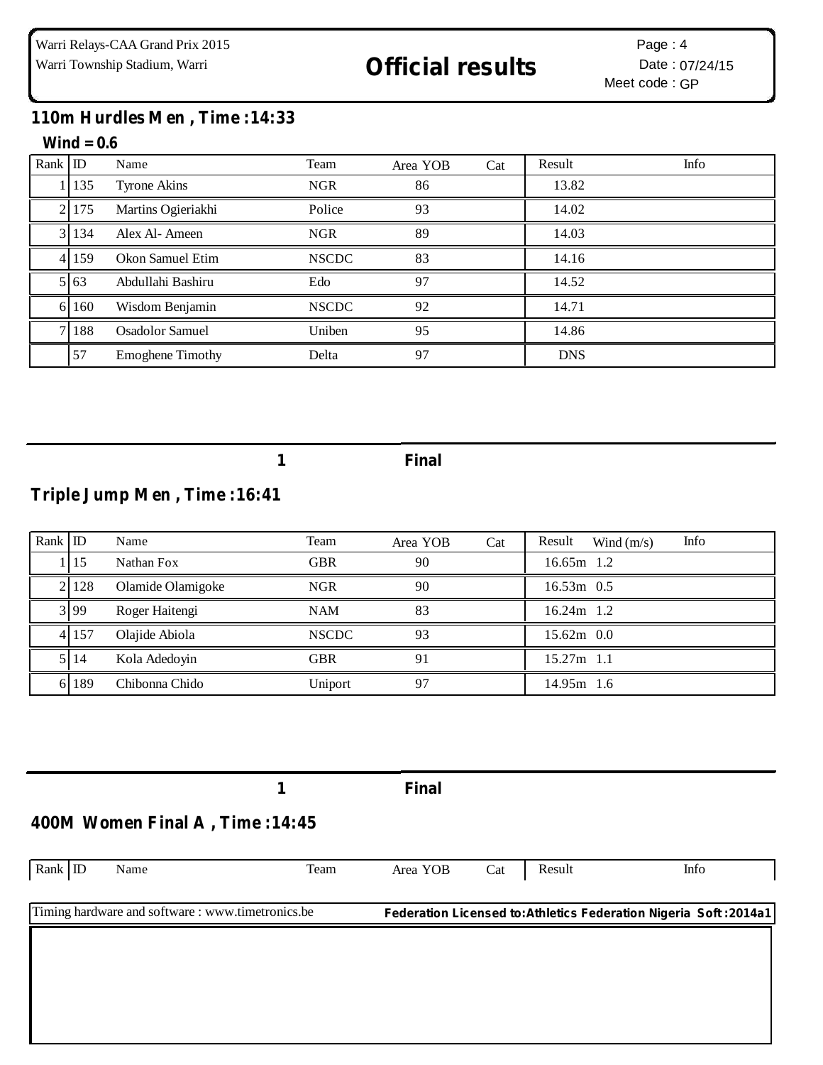## 110m Hurdles Men , Time :14:33

**Wind = 0.6**

| Rank | ID | Name | Team | Area YOB | Cat | Result | Info |
|---|---|---|---|---|---|---|---|
| 1 | 135 | Tyrone Akins | NGR | 86 | | 13.82 | |
| 2 | 175 | Martins Ogieriakhi | Police | 93 | | 14.02 | |
| 3 | 134 | Alex Al- Ameen | NGR | 89 | | 14.03 | |
| 4 | 159 | Okon Samuel Etim | NSCDC | 83 | | 14.16 | |
| 5 | 63 | Abdullahi Bashiru | Edo | 97 | | 14.52 | |
| 6 | 160 | Wisdom Benjamin | NSCDC | 92 | | 14.71 | |
| 7 | 188 | Osadolor Samuel | Uniben | 95 | | 14.86 | |
| | 57 | Emoghene Timothy | Delta | 97 | | DNS | |

**1** **Final**

## Triple Jump Men , Time :16:41

| Rank | ID | Name | Team | Area YOB | Cat | Result | Wind (m/s) | Info |
|---|---|---|---|---|---|---|---|---|
| 1 | 15 | Nathan Fox | GBR | 90 | | 16.65m | 1.2 | |
| 2 | 128 | Olamide Olamigoke | NGR | 90 | | 16.53m | 0.5 | |
| 3 | 99 | Roger Haitengi | NAM | 83 | | 16.24m | 1.2 | |
| 4 | 157 | Olajide Abiola | NSCDC | 93 | | 15.62m | 0.0 | |
| 5 | 14 | Kola Adedoyin | GBR | 91 | | 15.27m | 1.1 | |
| 6 | 189 | Chibonna Chido | Uniport | 97 | | 14.95m | 1.6 | |

**1** **Final**

## 400M Women Final A , Time :14:45

| Rank | ID | Name | Team | Area YOB | Cat | Result | Info |
|---|---|---|---|---|---|---|---|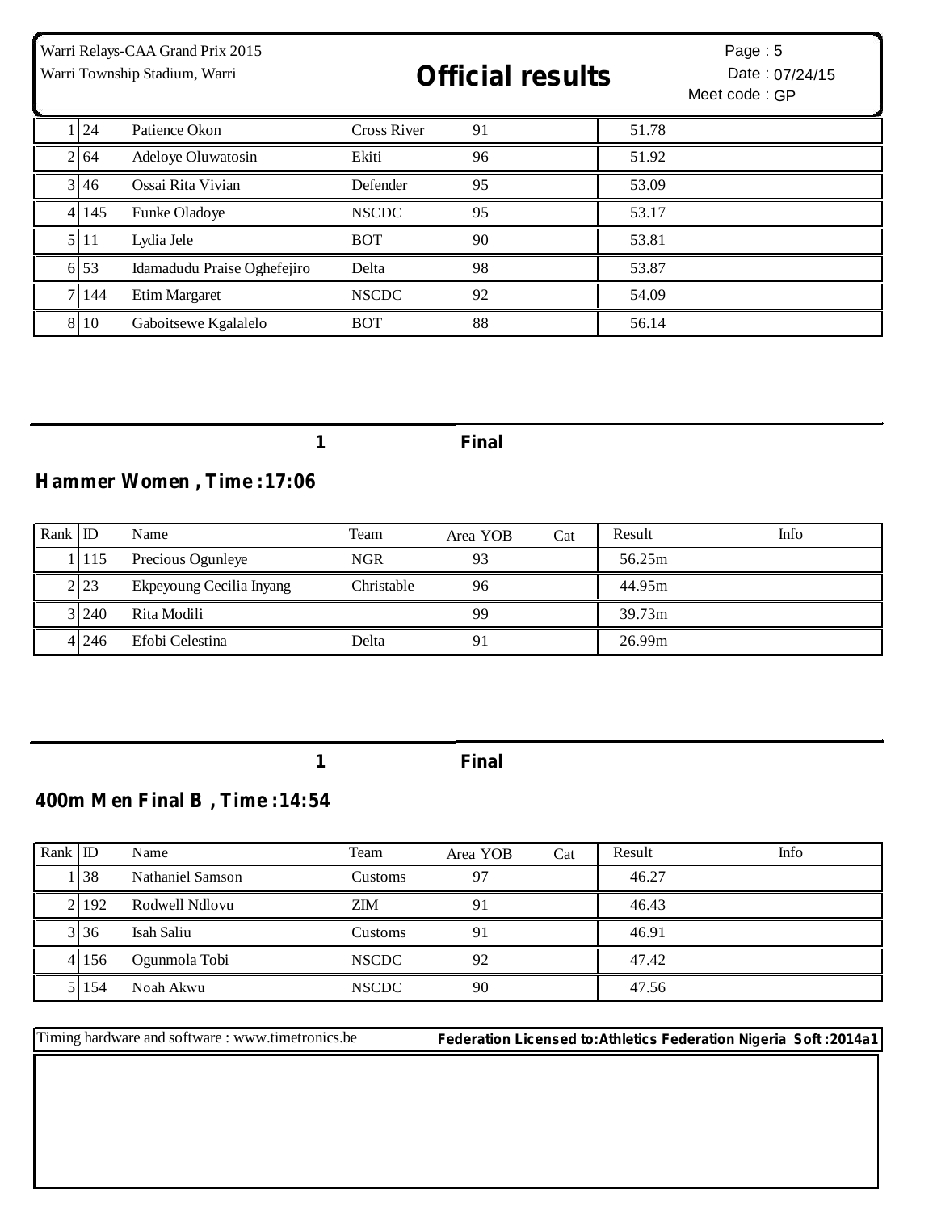| Rank | ID | Name | Team | Area YOB | Cat | Result | Info |
|---|---|---|---|---|---|---|---|
| 1 | 24 | Patience Okon | Cross River | 91 | | 51.78 | |
| 2 | 64 | Adeloye Oluwatosin | Ekiti | 96 | | 51.92 | |
| 3 | 46 | Ossai Rita Vivian | Defender | 95 | | 53.09 | |
| 4 | 145 | Funke Oladoye | NSCDC | 95 | | 53.17 | |
| 5 | 11 | Lydia Jele | BOT | 90 | | 53.81 | |
| 6 | 53 | Idamadudu Praise Oghefejiro | Delta | 98 | | 53.87 | |
| 7 | 144 | Etim Margaret | NSCDC | 92 | | 54.09 | |
| 8 | 10 | Gaboitsewe Kgalalelo | BOT | 88 | | 56.14 | |

1 Final

## Hammer Women , Time :17:06

| Rank | ID | Name | Team | Area YOB | Cat | Result | Info |
|---|---|---|---|---|---|---|---|
| 1 | 115 | Precious Ogunleye | NGR | 93 | | 56.25m | |
| 2 | 23 | Ekpeyoung Cecilia Inyang | Christable | 96 | | 44.95m | |
| 3 | 240 | Rita Modili | | 99 | | 39.73m | |
| 4 | 246 | Efobi Celestina | Delta | 91 | | 26.99m | |

1 Final

## 400m Men Final B , Time :14:54

| Rank | ID | Name | Team | Area YOB | Cat | Result | Info |
|---|---|---|---|---|---|---|---|
| 1 | 38 | Nathaniel Samson | Customs | 97 | | 46.27 | |
| 2 | 192 | Rodwell Ndlovu | ZIM | 91 | | 46.43 | |
| 3 | 36 | Isah Saliu | Customs | 91 | | 46.91 | |
| 4 | 156 | Ogunmola Tobi | NSCDC | 92 | | 47.42 | |
| 5 | 154 | Noah Akwu | NSCDC | 90 | | 47.56 | |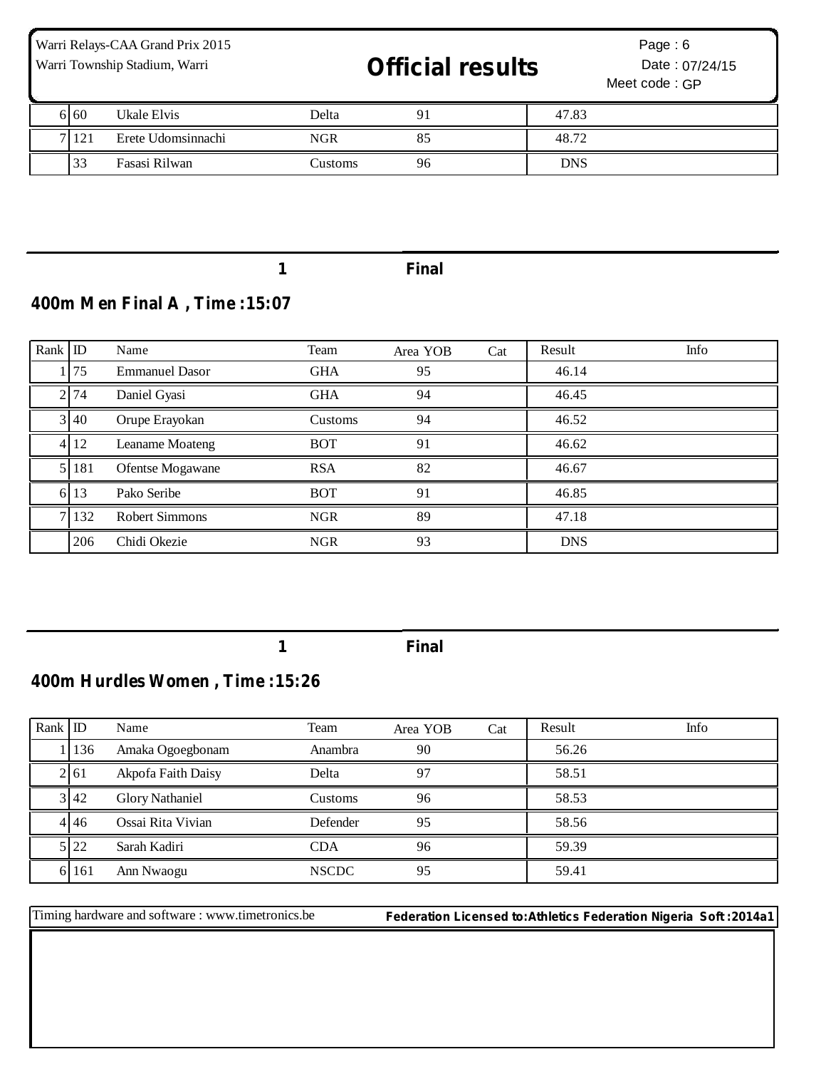| Rank | ID | Name | Team | Area YOB | Cat | Result | Info |
|---|---|---|---|---|---|---|---|
| 6 | 60 | Ukale Elvis | Delta | 91 | | 47.83 | |
| 7 | 121 | Erete Udomsinnachi | NGR | 85 | | 48.72 | |
| | 33 | Fasasi Rilwan | Customs | 96 | | DNS | |

1 **Final**

## 400m Men Final A , Time :15:07

| Rank | ID | Name | Team | Area YOB | Cat | Result | Info |
|---|---|---|---|---|---|---|---|
| 1 | 75 | Emmanuel Dasor | GHA | 95 | | 46.14 | |
| 2 | 74 | Daniel Gyasi | GHA | 94 | | 46.45 | |
| 3 | 40 | Orupe Erayokan | Customs | 94 | | 46.52 | |
| 4 | 12 | Leaname Moateng | BOT | 91 | | 46.62 | |
| 5 | 181 | Ofentse Mogawane | RSA | 82 | | 46.67 | |
| 6 | 13 | Pako Seribe | BOT | 91 | | 46.85 | |
| 7 | 132 | Robert Simmons | NGR | 89 | | 47.18 | |
| | 206 | Chidi Okezie | NGR | 93 | | DNS | |

1 **Final**

## 400m Hurdles Women , Time :15:26

| Rank | ID | Name | Team | Area YOB | Cat | Result | Info |
|---|---|---|---|---|---|---|---|
| 1 | 136 | Amaka Ogoegbonam | Anambra | 90 | | 56.26 | |
| 2 | 61 | Akpofa Faith Daisy | Delta | 97 | | 58.51 | |
| 3 | 42 | Glory Nathaniel | Customs | 96 | | 58.53 | |
| 4 | 46 | Ossai Rita Vivian | Defender | 95 | | 58.56 | |
| 5 | 22 | Sarah Kadiri | CDA | 96 | | 59.39 | |
| 6 | 161 | Ann Nwaogu | NSCDC | 95 | | 59.41 | |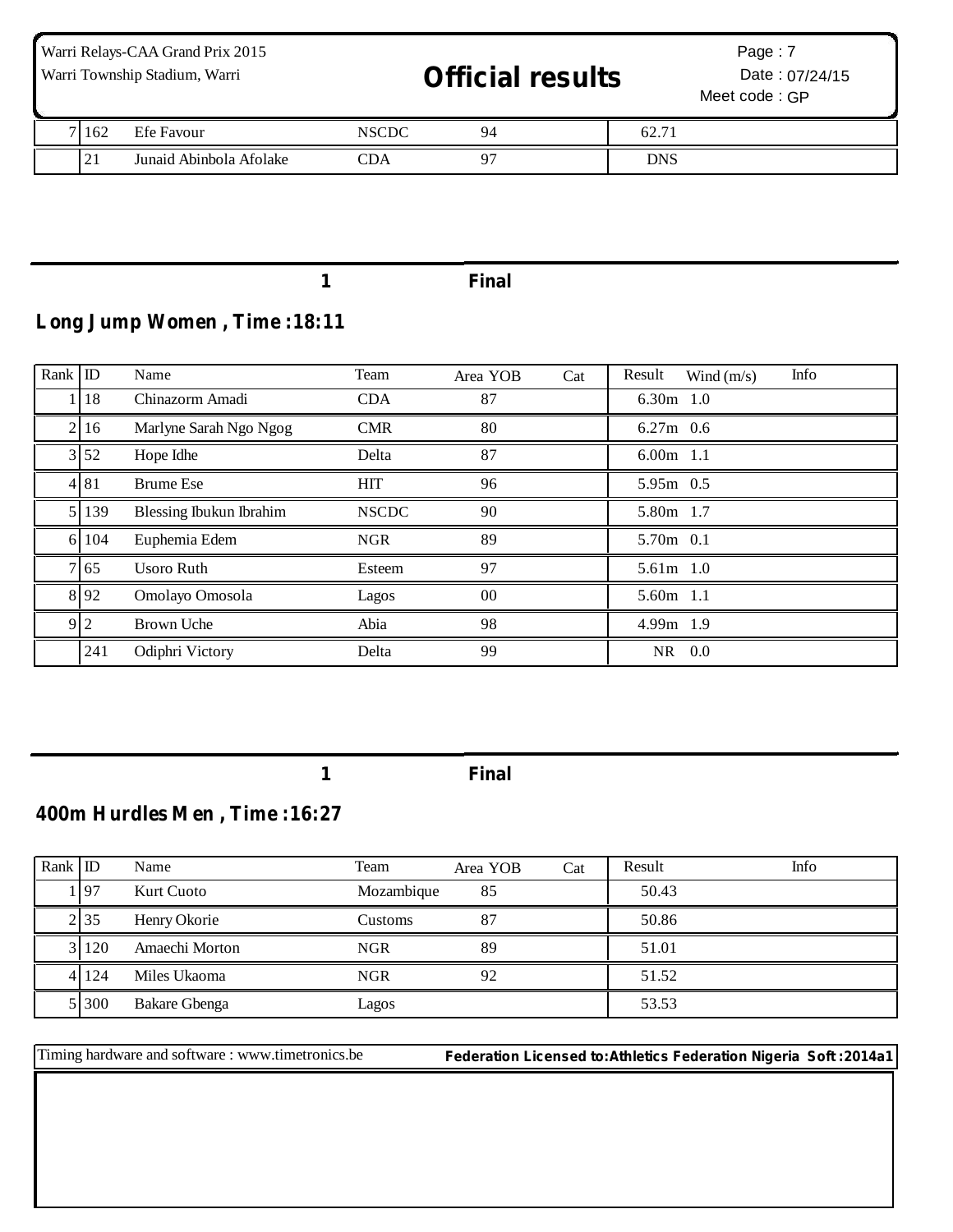| Rank | ID | Name | Team | Area YOB | Cat | Result | Info |
|---|---|---|---|---|---|---|---|
| 7 | 162 | Efe Favour | NSCDC | 94 | | 62.71 | |
| | 21 | Junaid Abinbola Afolake | CDA | 97 | | DNS | |

**1 Final**

## Long Jump Women , Time :18:11

| Rank | ID | Name | Team | Area YOB | Cat | Result | Wind (m/s) | Info |
|---|---|---|---|---|---|---|---|---|
| 1 | 18 | Chinazorm Amadi | CDA | 87 | | 6.30m | 1.0 | |
| 2 | 16 | Marlyne Sarah Ngo Ngog | CMR | 80 | | 6.27m | 0.6 | |
| 3 | 52 | Hope Idhe | Delta | 87 | | 6.00m | 1.1 | |
| 4 | 81 | Brume Ese | HIT | 96 | | 5.95m | 0.5 | |
| 5 | 139 | Blessing Ibukun Ibrahim | NSCDC | 90 | | 5.80m | 1.7 | |
| 6 | 104 | Euphemia Edem | NGR | 89 | | 5.70m | 0.1 | |
| 7 | 65 | Usoro Ruth | Esteem | 97 | | 5.61m | 1.0 | |
| 8 | 92 | Omolayo Omosola | Lagos | 00 | | 5.60m | 1.1 | |
| 9 | 2 | Brown Uche | Abia | 98 | | 4.99m | 1.9 | |
| | 241 | Odiphri Victory | Delta | 99 | | NR | 0.0 | |

**1 Final**

## 400m Hurdles Men , Time :16:27

| Rank | ID | Name | Team | Area YOB | Cat | Result | Info |
|---|---|---|---|---|---|---|---|
| 1 | 97 | Kurt Cuoto | Mozambique | 85 | | 50.43 | |
| 2 | 35 | Henry Okorie | Customs | 87 | | 50.86 | |
| 3 | 120 | Amaechi Morton | NGR | 89 | | 51.01 | |
| 4 | 124 | Miles Ukaoma | NGR | 92 | | 51.52 | |
| 5 | 300 | Bakare Gbenga | Lagos | | | 53.53 | |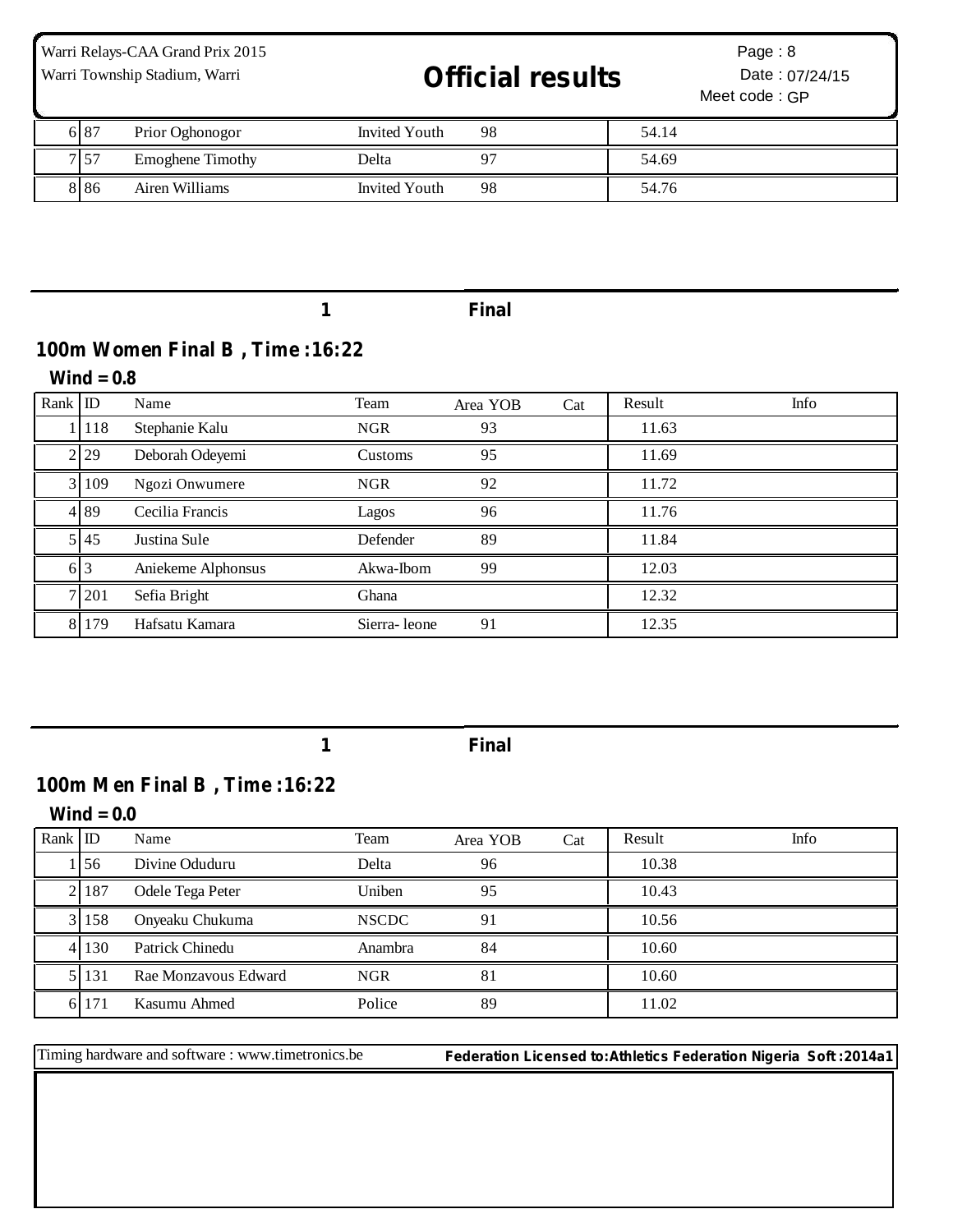| Rank | ID | Name | Team | Area YOB | Cat | Result | Info |
|---|---|---|---|---|---|---|---|
| 6 | 87 | Prior Oghonogor | Invited Youth | 98 | | 54.14 | |
| 7 | 57 | Emoghene Timothy | Delta | 97 | | 54.69 | |
| 8 | 86 | Airen Williams | Invited Youth | 98 | | 54.76 | |

1 Final

## 100m Women Final B , Time :16:22

**Wind = 0.8**

| Rank | ID | Name | Team | Area YOB | Cat | Result | Info |
|---|---|---|---|---|---|---|---|
| 1 | 118 | Stephanie Kalu | NGR | 93 | | 11.63 | |
| 2 | 29 | Deborah Odeyemi | Customs | 95 | | 11.69 | |
| 3 | 109 | Ngozi Onwumere | NGR | 92 | | 11.72 | |
| 4 | 89 | Cecilia Francis | Lagos | 96 | | 11.76 | |
| 5 | 45 | Justina Sule | Defender | 89 | | 11.84 | |
| 6 | 3 | Aniekeme Alphonsus | Akwa-Ibom | 99 | | 12.03 | |
| 7 | 201 | Sefia Bright | Ghana | | | 12.32 | |
| 8 | 179 | Hafsatu Kamara | Sierra- leone | 91 | | 12.35 | |

1 Final

## 100m Men Final B , Time :16:22

**Wind = 0.0**

| Rank | ID | Name | Team | Area YOB | Cat | Result | Info |
|---|---|---|---|---|---|---|---|
| 1 | 56 | Divine Oduduru | Delta | 96 | | 10.38 | |
| 2 | 187 | Odele Tega Peter | Uniben | 95 | | 10.43 | |
| 3 | 158 | Onyeaku Chukuma | NSCDC | 91 | | 10.56 | |
| 4 | 130 | Patrick Chinedu | Anambra | 84 | | 10.60 | |
| 5 | 131 | Rae Monzavous Edward | NGR | 81 | | 10.60 | |
| 6 | 171 | Kasumu Ahmed | Police | 89 | | 11.02 | |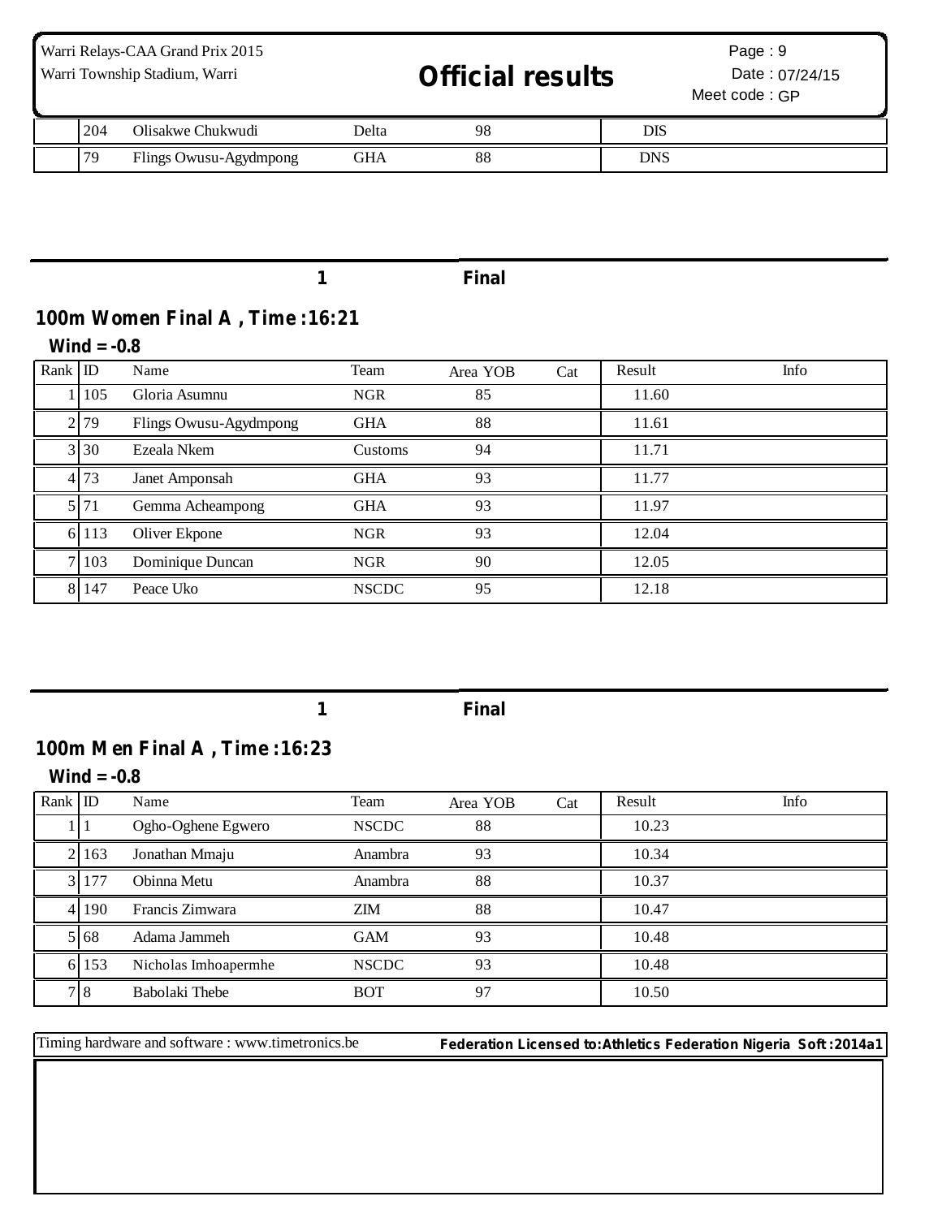|  | 204 | Olisakwe Chukwudi | Delta | 98 |  | DIS |  |
|---|---|---|---|---|---|---|---|
|  | 79 | Flings Owusu-Agydmpong | GHA | 88 |  | DNS |  |

1 **Final**

## 100m Women Final A , Time :16:21

**Wind = -0.8**

| Rank | ID | Name | Team | Area YOB | Cat | Result | Info |
|---|---|---|---|---|---|---|---|
| 1 | 105 | Gloria Asumnu | NGR | 85 |  | 11.60 |  |
| 2 | 79 | Flings Owusu-Agydmpong | GHA | 88 |  | 11.61 |  |
| 3 | 30 | Ezeala Nkem | Customs | 94 |  | 11.71 |  |
| 4 | 73 | Janet Amponsah | GHA | 93 |  | 11.77 |  |
| 5 | 71 | Gemma Acheampong | GHA | 93 |  | 11.97 |  |
| 6 | 113 | Oliver Ekpone | NGR | 93 |  | 12.04 |  |
| 7 | 103 | Dominique Duncan | NGR | 90 |  | 12.05 |  |
| 8 | 147 | Peace Uko | NSCDC | 95 |  | 12.18 |  |

1 **Final**

## 100m Men Final A , Time :16:23

**Wind = -0.8**

| Rank | ID | Name | Team | Area YOB | Cat | Result | Info |
|---|---|---|---|---|---|---|---|
| 1 | 1 | Ogho-Oghene Egwero | NSCDC | 88 |  | 10.23 |  |
| 2 | 163 | Jonathan Mmaju | Anambra | 93 |  | 10.34 |  |
| 3 | 177 | Obinna Metu | Anambra | 88 |  | 10.37 |  |
| 4 | 190 | Francis Zimwara | ZIM | 88 |  | 10.47 |  |
| 5 | 68 | Adama Jammeh | GAM | 93 |  | 10.48 |  |
| 6 | 153 | Nicholas Imhoapermhe | NSCDC | 93 |  | 10.48 |  |
| 7 | 8 | Babolaki Thebe | BOT | 97 |  | 10.50 |  |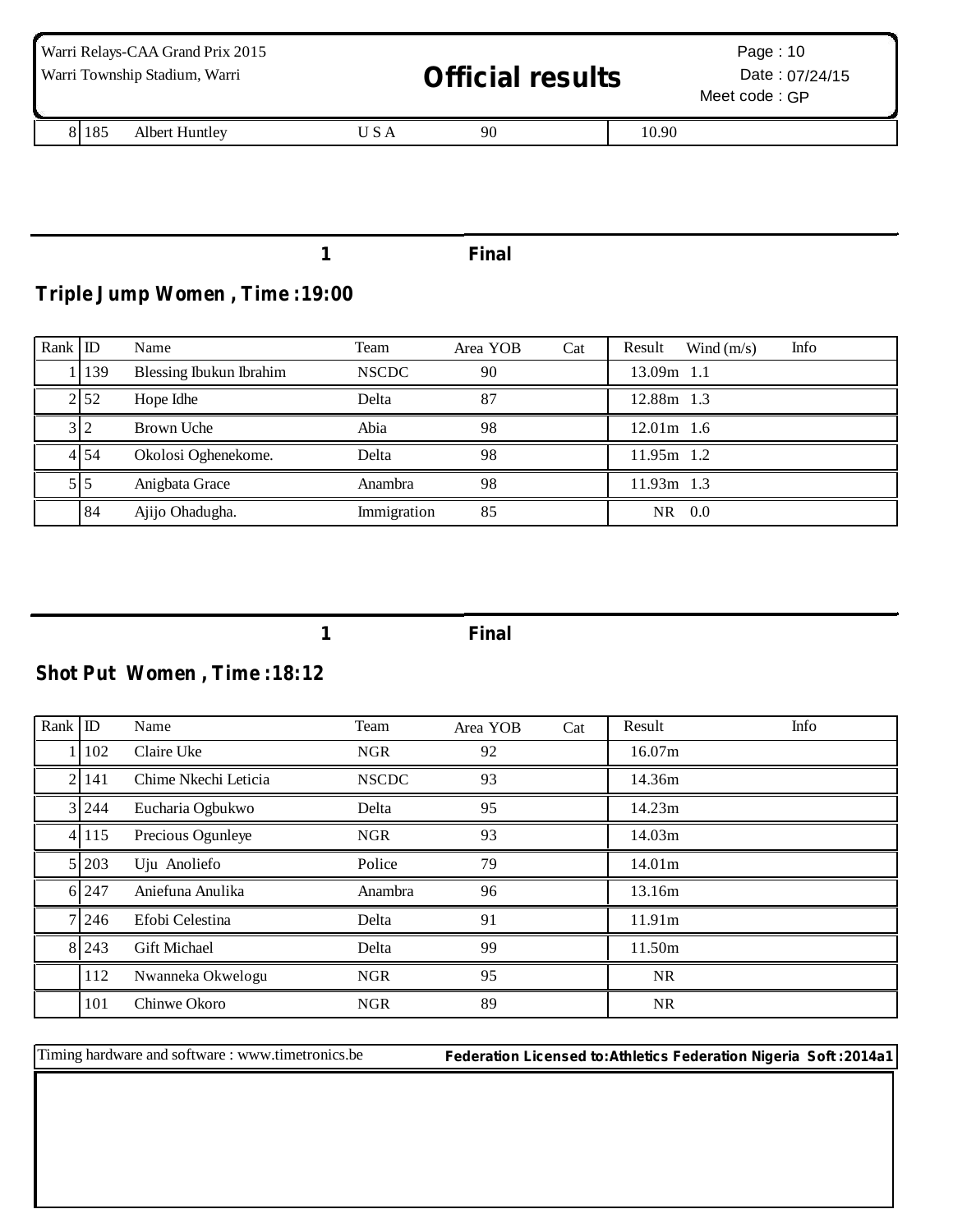| 8 | 185 | Albert Huntley | U S A | 90 | | 10.90 |
|---|---|---|---|---|---|---|

1 Final

## Triple Jump Women , Time :19:00

| Rank | ID | Name | Team | Area YOB | Cat | Result | Wind (m/s) | Info |
|---|---|---|---|---|---|---|---|---|
| 1 | 139 | Blessing Ibukun Ibrahim | NSCDC | 90 | | 13.09m | 1.1 | |
| 2 | 52 | Hope Idhe | Delta | 87 | | 12.88m | 1.3 | |
| 3 | 2 | Brown Uche | Abia | 98 | | 12.01m | 1.6 | |
| 4 | 54 | Okolosi Oghenekome. | Delta | 98 | | 11.95m | 1.2 | |
| 5 | 5 | Anigbata Grace | Anambra | 98 | | 11.93m | 1.3 | |
| | 84 | Ajijo Ohadugha. | Immigration | 85 | | NR | 0.0 | |

1 Final

## Shot Put Women , Time :18:12

| Rank | ID | Name | Team | Area YOB | Cat | Result | Info |
|---|---|---|---|---|---|---|---|
| 1 | 102 | Claire Uke | NGR | 92 | | 16.07m | |
| 2 | 141 | Chime Nkechi Leticia | NSCDC | 93 | | 14.36m | |
| 3 | 244 | Eucharia Ogbukwo | Delta | 95 | | 14.23m | |
| 4 | 115 | Precious Ogunleye | NGR | 93 | | 14.03m | |
| 5 | 203 | Uju Anoliefo | Police | 79 | | 14.01m | |
| 6 | 247 | Aniefuna Anulika | Anambra | 96 | | 13.16m | |
| 7 | 246 | Efobi Celestina | Delta | 91 | | 11.91m | |
| 8 | 243 | Gift Michael | Delta | 99 | | 11.50m | |
| | 112 | Nwanneka Okwelogu | NGR | 95 | | NR | |
| | 101 | Chinwe Okoro | NGR | 89 | | NR | |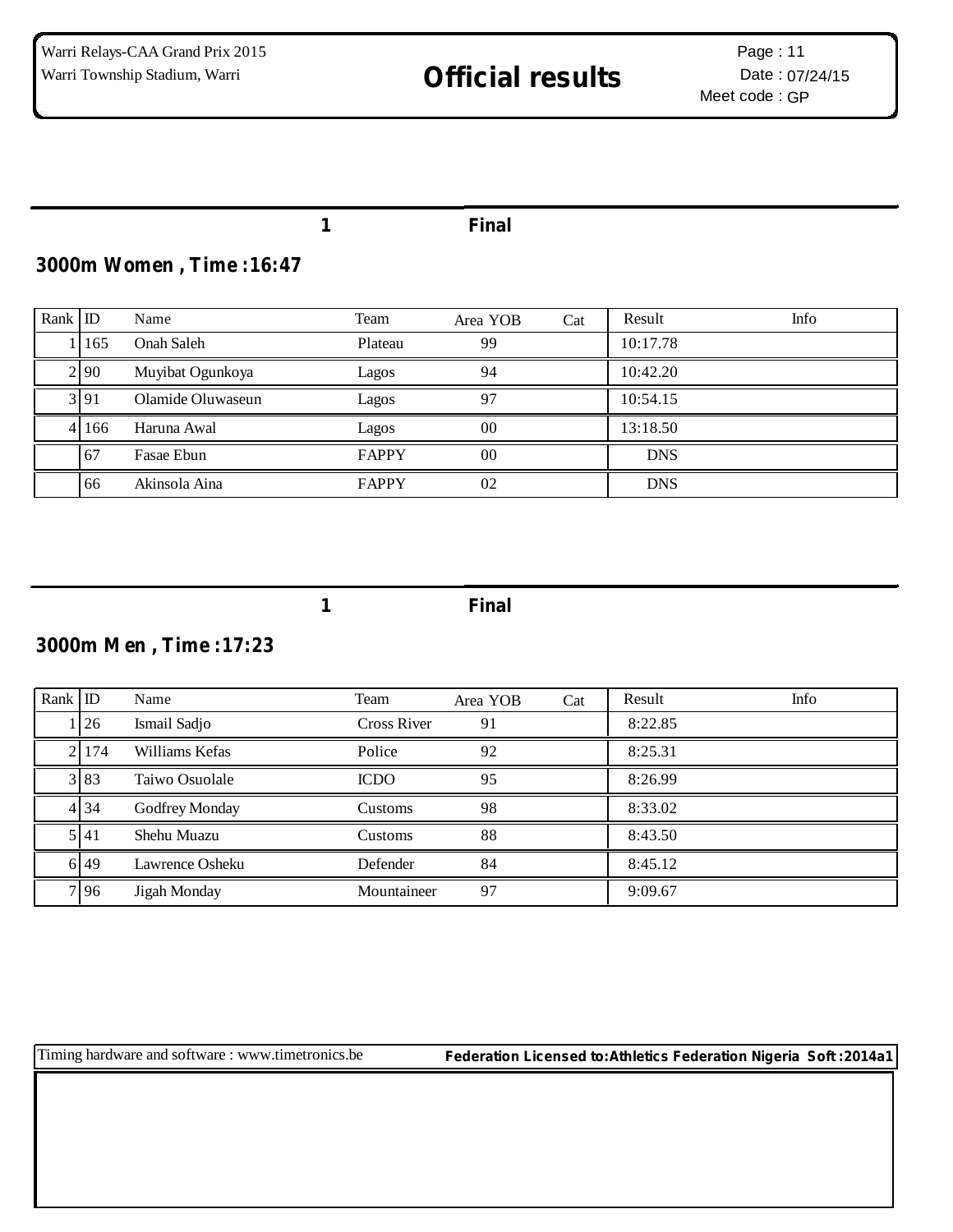Warri Relays-CAA Grand Prix 2015
Warri Township Stadium, Warri

# Official results

Date : 07/24/15
Meet code : GP

1 Final

## 3000m Women , Time :16:47

| Rank | ID | Name | Team | Area | YOB | Cat | Result | Info |
|---|---|---|---|---|---|---|---|---|
| 1 | 165 | Onah Saleh | Plateau | | 99 | | 10:17.78 | |
| 2 | 90 | Muyibat Ogunkoya | Lagos | | 94 | | 10:42.20 | |
| 3 | 91 | Olamide Oluwaseun | Lagos | | 97 | | 10:54.15 | |
| 4 | 166 | Haruna Awal | Lagos | | 00 | | 13:18.50 | |
| | 67 | Fasae Ebun | FAPPY | | 00 | | DNS | |
| | 66 | Akinsola Aina | FAPPY | | 02 | | DNS | |

1 Final

## 3000m Men , Time :17:23

| Rank | ID | Name | Team | Area | YOB | Cat | Result | Info |
|---|---|---|---|---|---|---|---|---|
| 1 | 26 | Ismail Sadjo | Cross River | | 91 | | 8:22.85 | |
| 2 | 174 | Williams Kefas | Police | | 92 | | 8:25.31 | |
| 3 | 83 | Taiwo Osuolale | ICDO | | 95 | | 8:26.99 | |
| 4 | 34 | Godfrey Monday | Customs | | 98 | | 8:33.02 | |
| 5 | 41 | Shehu Muazu | Customs | | 88 | | 8:43.50 | |
| 6 | 49 | Lawrence Osheku | Defender | | 84 | | 8:45.12 | |
| 7 | 96 | Jigah Monday | Mountaineer | | 97 | | 9:09.67 | |

Timing hardware and software : www.timetronics.be **Federation Licensed to:Athletics Federation Nigeria Soft :2014a1**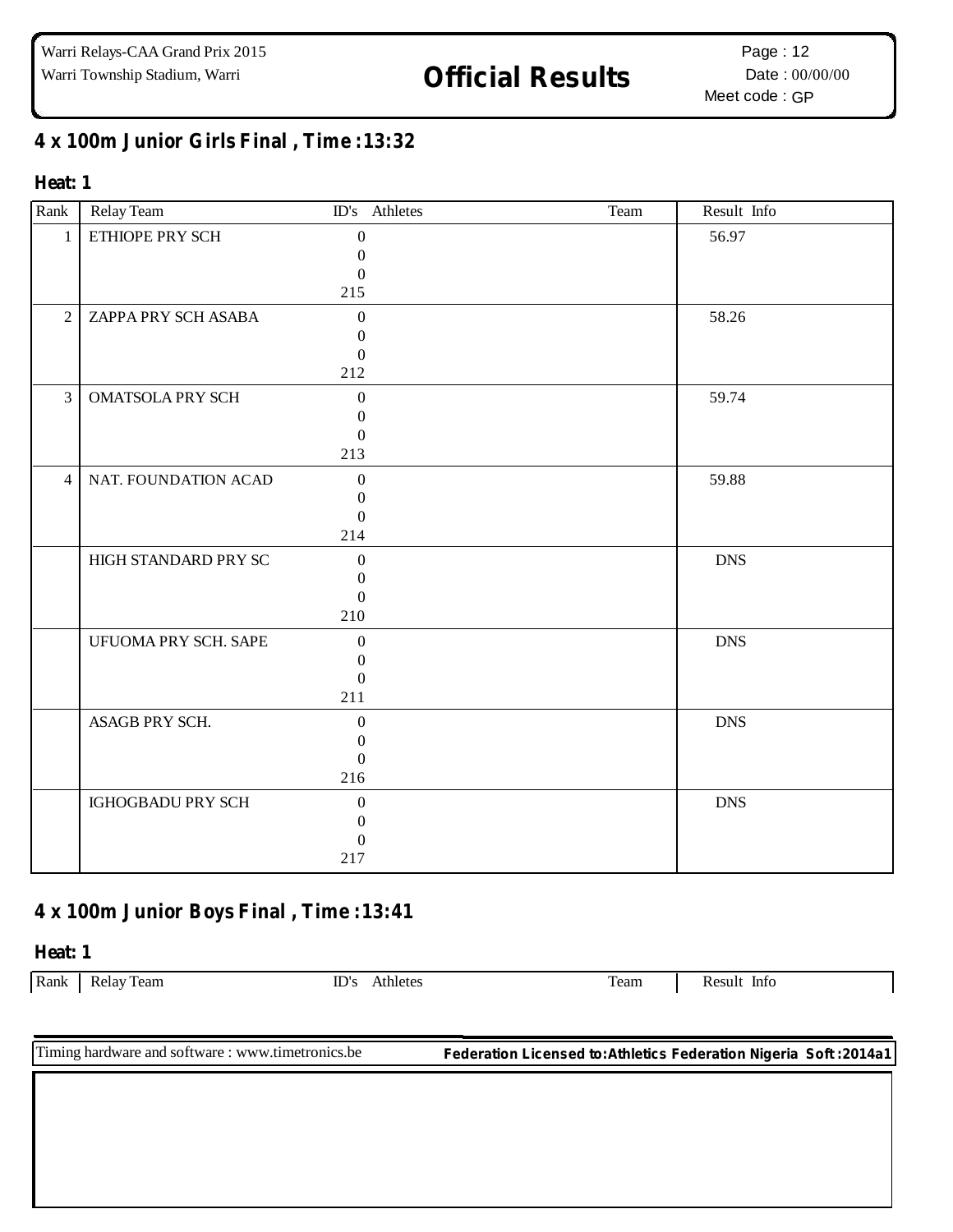## 4 x 100m Junior Girls Final , Time :13:32

### Heat: 1

| Rank | Relay Team | ID's | Athletes | Team | Result | Info |
|---|---|---|---|---|---|---|
| 1 | ETHIOPE PRY SCH | 0<br>0<br>0<br>215 | | | 56.97 | |
| 2 | ZAPPA PRY SCH ASABA | 0<br>0<br>0<br>212 | | | 58.26 | |
| 3 | OMATSOLA PRY SCH | 0<br>0<br>0<br>213 | | | 59.74 | |
| 4 | NAT. FOUNDATION ACAD | 0<br>0<br>0<br>214 | | | 59.88 | |
| | HIGH STANDARD PRY SC | 0<br>0<br>0<br>210 | | | DNS | |
| | UFUOMA PRY SCH. SAPE | 0<br>0<br>0<br>211 | | | DNS | |
| | ASAGB PRY SCH. | 0<br>0<br>0<br>216 | | | DNS | |
| | IGHOGBADU PRY SCH | 0<br>0<br>0<br>217 | | | DNS | |

## 4 x 100m Junior Boys Final , Time :13:41

### Heat: 1

| Rank | Relay Team | ID's | Athletes | Team | Result | Info |
|---|---|---|---|---|---|---|

Timing hardware and software : www.timetronics.be

**Federation Licensed to:Athletics Federation Nigeria Soft :2014a1**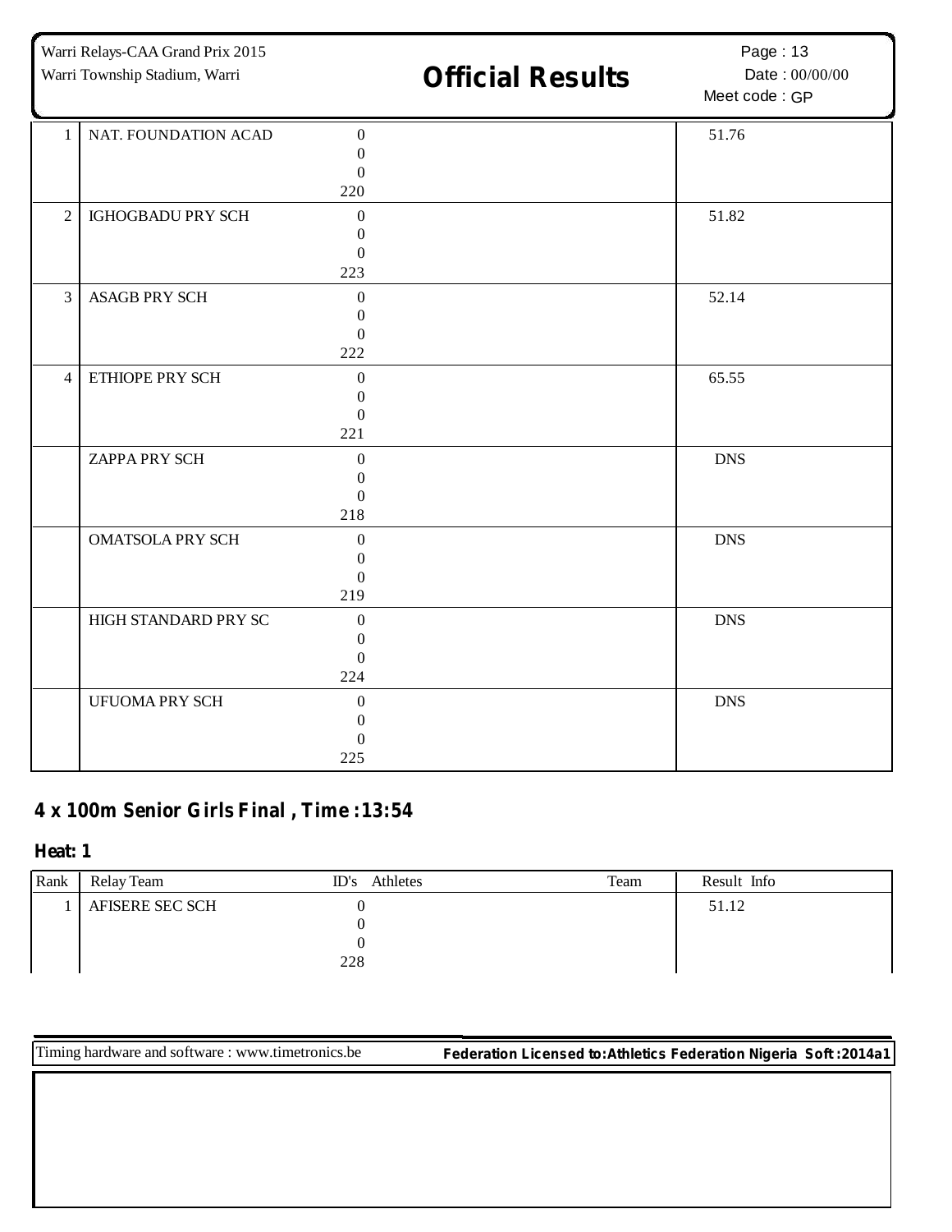| Rank | Relay Team | ID's Athletes | Team | Result Info |
|---|---|---|---|---|
| 1 | NAT. FOUNDATION ACAD | 0<br>0<br>0<br>220 | | 51.76 |
| 2 | IGHOGBADU PRY SCH | 0<br>0<br>0<br>223 | | 51.82 |
| 3 | ASAGB PRY SCH | 0<br>0<br>0<br>222 | | 52.14 |
| 4 | ETHIOPE PRY SCH | 0<br>0<br>0<br>221 | | 65.55 |
| | ZAPPA PRY SCH | 0<br>0<br>0<br>218 | | DNS |
| | OMATSOLA PRY SCH | 0<br>0<br>0<br>219 | | DNS |
| | HIGH STANDARD PRY SC | 0<br>0<br>0<br>224 | | DNS |
| | UFUOMA PRY SCH | 0<br>0<br>0<br>225 | | DNS |

## 4 x 100m Senior Girls Final , Time :13:54

### Heat: 1

| Rank | Relay Team | ID's Athletes | Team | Result Info |
|---|---|---|---|---|
| 1 | AFISERE SEC SCH | 0<br>0<br>0<br>228 | | 51.12 |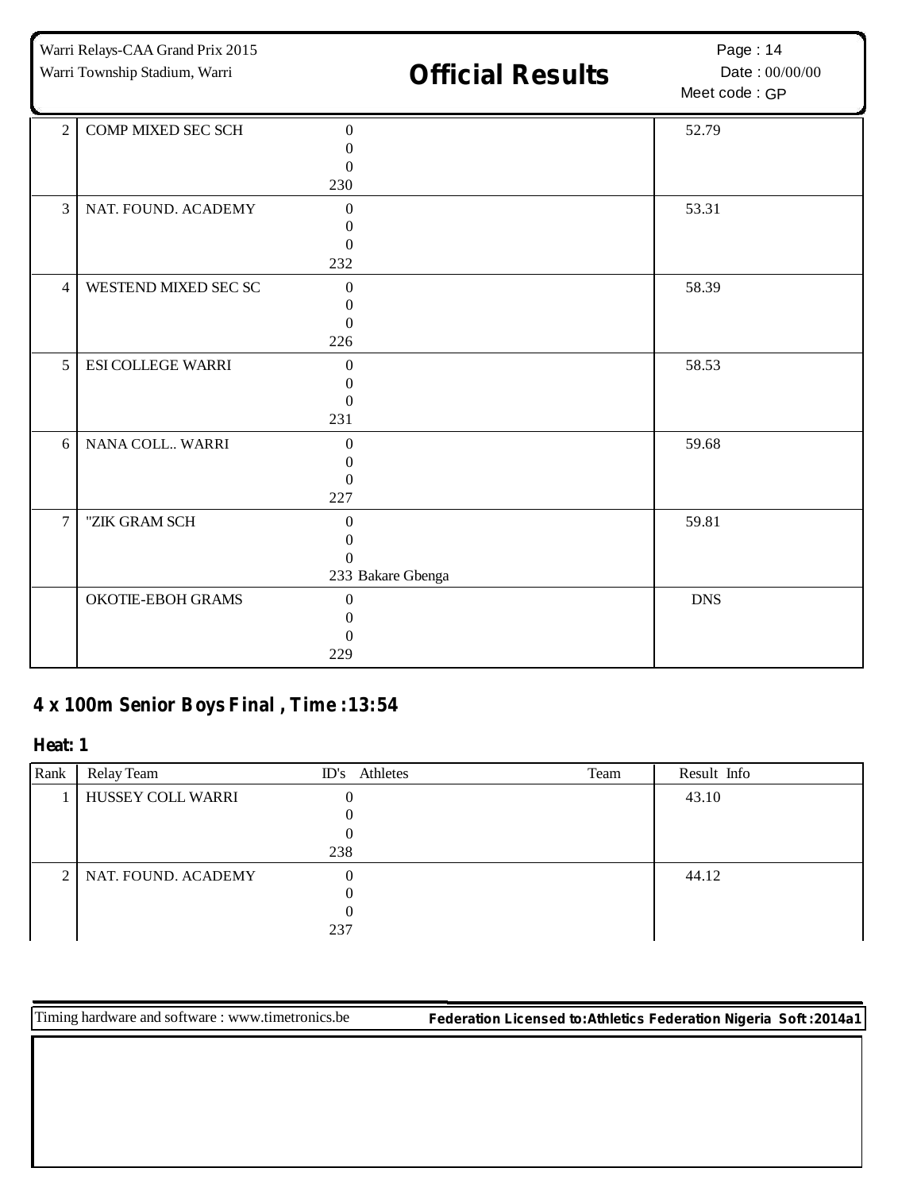| Rank | Relay Team | ID's Athletes | Team | Result Info |
|---|---|---|---|---|
| 2 | COMP MIXED SEC SCH | 0<br>0<br>0<br>230 | | 52.79 |
| 3 | NAT. FOUND. ACADEMY | 0<br>0<br>0<br>232 | | 53.31 |
| 4 | WESTEND MIXED SEC SC | 0<br>0<br>0<br>226 | | 58.39 |
| 5 | ESI COLLEGE WARRI | 0<br>0<br>0<br>231 | | 58.53 |
| 6 | NANA COLL.. WARRI | 0<br>0<br>0<br>227 | | 59.68 |
| 7 | "ZIK GRAM SCH | 0<br>0<br>0<br>233 Bakare Gbenga | | 59.81 |
| | OKOTIE-EBOH GRAMS | 0<br>0<br>0<br>229 | | DNS |

## 4 x 100m Senior Boys Final , Time :13:54

### Heat: 1

| Rank | Relay Team | ID's Athletes | Team | Result Info |
|---|---|---|---|---|
| 1 | HUSSEY COLL WARRI | 0<br>0<br>0<br>238 | | 43.10 |
| 2 | NAT. FOUND. ACADEMY | 0<br>0<br>0<br>237 | | 44.12 |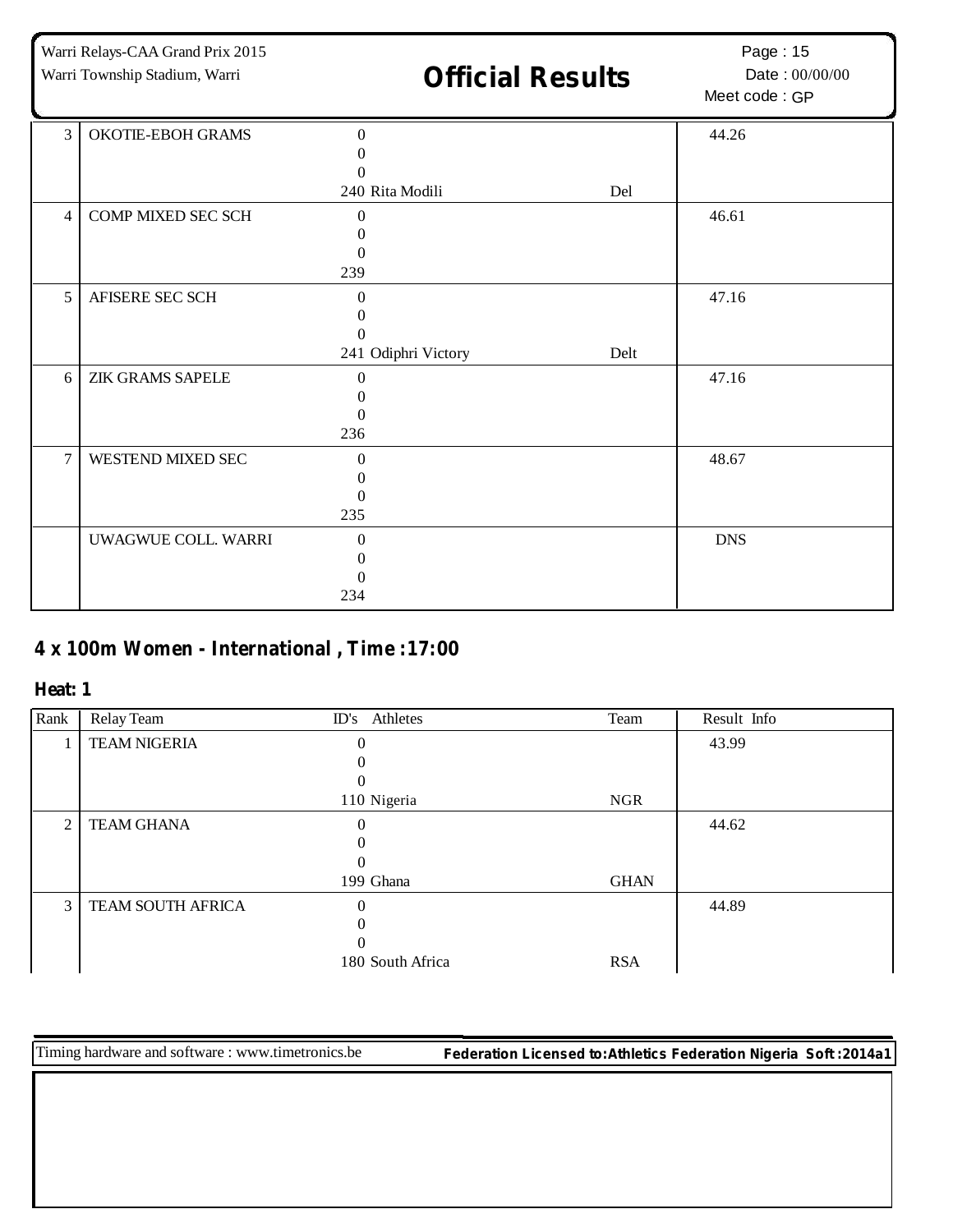| Rank | Relay Team | ID's Athletes | Team | Result Info |
|---|---|---|---|---|
| 3 | OKOTIE-EBOH GRAMS | 0<br>0<br>0<br>240 Rita Modili | Del | 44.26 |
| 4 | COMP MIXED SEC SCH | 0<br>0<br>0<br>239 | | 46.61 |
| 5 | AFISERE SEC SCH | 0<br>0<br>0<br>241 Odiphri Victory | Delt | 47.16 |
| 6 | ZIK GRAMS SAPELE | 0<br>0<br>0<br>236 | | 47.16 |
| 7 | WESTEND MIXED SEC | 0<br>0<br>0<br>235 | | 48.67 |
| | UWAGWUE COLL. WARRI | 0<br>0<br>0<br>234 | | DNS |

## 4 x 100m Women - International , Time :17:00

### Heat: 1

| Rank | Relay Team | ID's Athletes | Team | Result Info |
|---|---|---|---|---|
| 1 | TEAM NIGERIA | 0<br>0<br>0<br>110 Nigeria | NGR | 43.99 |
| 2 | TEAM GHANA | 0<br>0<br>0<br>199 Ghana | GHAN | 44.62 |
| 3 | TEAM SOUTH AFRICA | 0<br>0<br>0<br>180 South Africa | RSA | 44.89 |

Timing hardware and software : www.timetronics.be

**Federation Licensed to:Athletics Federation Nigeria Soft :2014a1**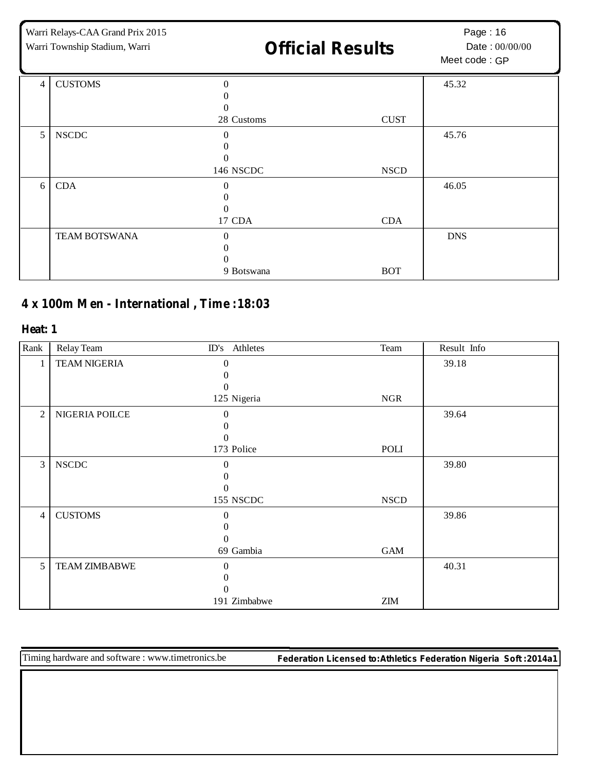| Rank | Relay Team | ID's Athletes | Team | Result Info |
|---|---|---|---|---|
| 4 | CUSTOMS | 0<br>0<br>0<br>28 Customs | CUST | 45.32 |
| 5 | NSCDC | 0<br>0<br>0<br>146 NSCDC | NSCD | 45.76 |
| 6 | CDA | 0<br>0<br>0<br>17 CDA | CDA | 46.05 |
| | TEAM BOTSWANA | 0<br>0<br>0<br>9 Botswana | BOT | DNS |

## 4 x 100m Men - International , Time :18:03

### Heat: 1

| Rank | Relay Team | ID's Athletes | Team | Result Info |
|---|---|---|---|---|
| 1 | TEAM NIGERIA | 0<br>0<br>0<br>125 Nigeria | NGR | 39.18 |
| 2 | NIGERIA POILCE | 0<br>0<br>0<br>173 Police | POLI | 39.64 |
| 3 | NSCDC | 0<br>0<br>0<br>155 NSCDC | NSCD | 39.80 |
| 4 | CUSTOMS | 0<br>0<br>0<br>69 Gambia | GAM | 39.86 |
| 5 | TEAM ZIMBABWE | 0<br>0<br>0<br>191 Zimbabwe | ZIM | 40.31 |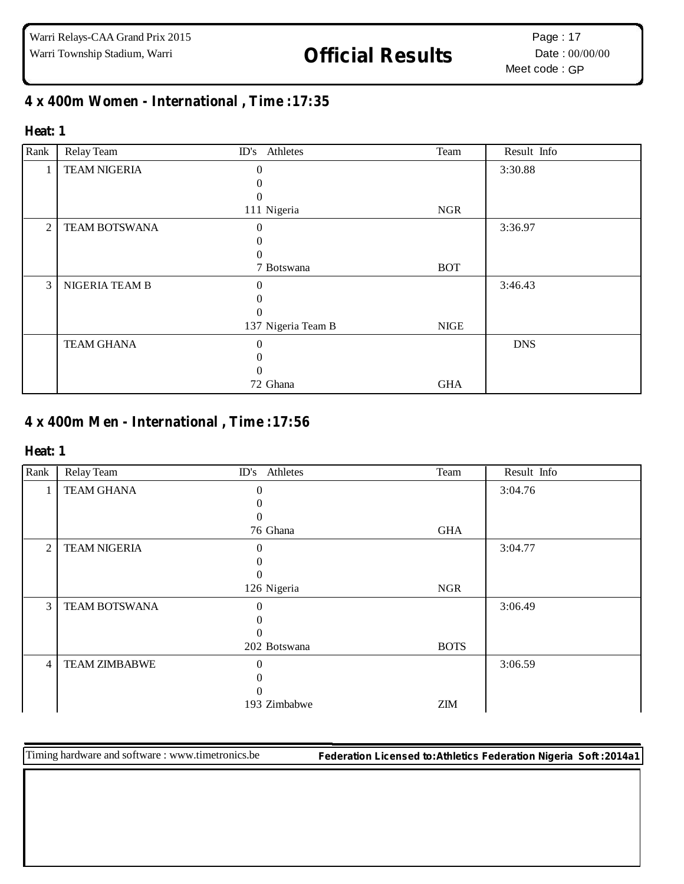## 4 x 400m Women - International , Time :17:35

### Heat: 1

| Rank | Relay Team | ID's | Athletes | Team | Result | Info |
|---|---|---|---|---|---|---|
| 1 | TEAM NIGERIA | 0<br>0<br>0<br>111 | Nigeria | NGR | 3:30.88 | |
| 2 | TEAM BOTSWANA | 0<br>0<br>0<br>7 | Botswana | BOT | 3:36.97 | |
| 3 | NIGERIA TEAM B | 0<br>0<br>0<br>137 | Nigeria Team B | NIGE | 3:46.43 | |
| | TEAM GHANA | 0<br>0<br>0<br>72 | Ghana | GHA | DNS | |

## 4 x 400m Men - International , Time :17:56

### Heat: 1

| Rank | Relay Team | ID's | Athletes | Team | Result | Info |
|---|---|---|---|---|---|---|
| 1 | TEAM GHANA | 0<br>0<br>0<br>76 | Ghana | GHA | 3:04.76 | |
| 2 | TEAM NIGERIA | 0<br>0<br>0<br>126 | Nigeria | NGR | 3:04.77 | |
| 3 | TEAM BOTSWANA | 0<br>0<br>0<br>202 | Botswana | BOTS | 3:06.49 | |
| 4 | TEAM ZIMBABWE | 0<br>0<br>0<br>193 | Zimbabwe | ZIM | 3:06.59 | |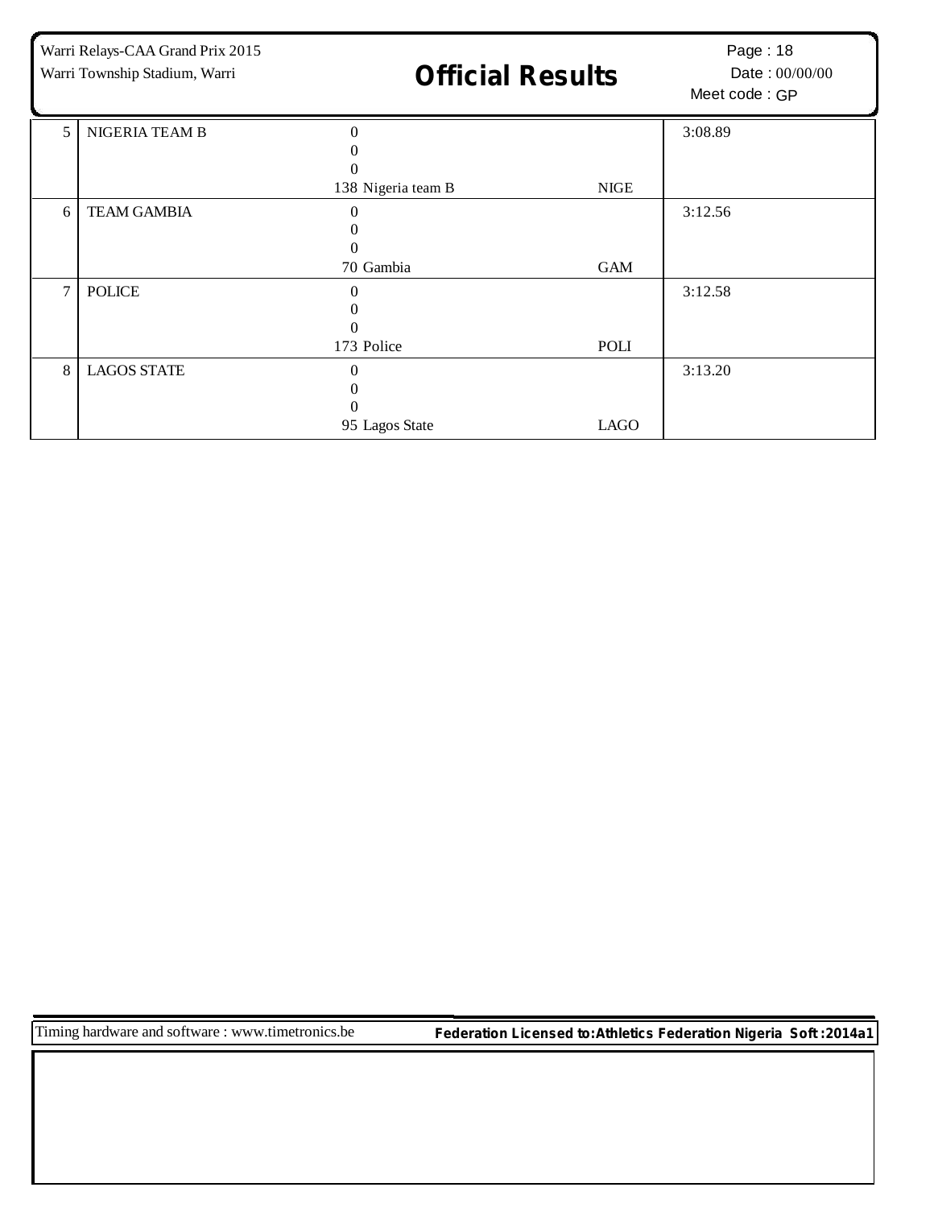| | | | | |
|---|---|---|---|---|
| 5 | NIGERIA TEAM B | 0<br>0<br>0<br>138 Nigeria team B | NIGE | 3:08.89 |
| 6 | TEAM GAMBIA | 0<br>0<br>0<br>70 Gambia | GAM | 3:12.56 |
| 7 | POLICE | 0<br>0<br>0<br>173 Police | POLI | 3:12.58 |
| 8 | LAGOS STATE | 0<br>0<br>0<br>95 Lagos State | LAGO | 3:13.20 |

Timing hardware and software : www.timetronics.be **Federation Licensed to:Athletics Federation Nigeria Soft :2014a1**